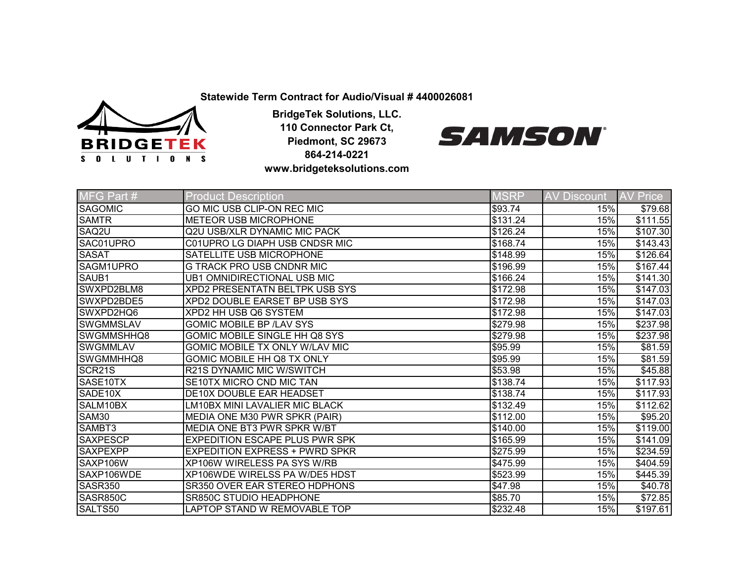**Statewide Term Contract for Audio/Visual # 4400026081**

**BridgeTek Solutions, LLC.**
**110 Connector Park Ct,**
**Piedmont, SC 29673**
**864-214-0221**
**www.bridgeteksolutions.com**

| MFG Part # | Product Description | MSRP | AV Discount | AV Price |
|---|---|---|---|---|
| SAGOMIC | GO MIC USB CLIP-ON REC MIC | $93.74 | 15% | $79.68 |
| SAMTR | METEOR USB MICROPHONE | $131.24 | 15% | $111.55 |
| SAQ2U | Q2U USB/XLR DYNAMIC MIC PACK | $126.24 | 15% | $107.30 |
| SAC01UPRO | C01UPRO LG DIAPH USB CNDSR MIC | $168.74 | 15% | $143.43 |
| SASAT | SATELLITE USB MICROPHONE | $148.99 | 15% | $126.64 |
| SAGM1UPRO | G TRACK PRO USB CNDNR MIC | $196.99 | 15% | $167.44 |
| SAUB1 | UB1 OMNIDIRECTIONAL USB MIC | $166.24 | 15% | $141.30 |
| SWXPD2BLM8 | XPD2 PRESENTATN BELTPK USB SYS | $172.98 | 15% | $147.03 |
| SWXPD2BDE5 | XPD2 DOUBLE EARSET BP USB SYS | $172.98 | 15% | $147.03 |
| SWXPD2HQ6 | XPD2 HH USB Q6 SYSTEM | $172.98 | 15% | $147.03 |
| SWGMMSLAV | GOMIC MOBILE BP /LAV SYS | $279.98 | 15% | $237.98 |
| SWGMMSHHQ8 | GOMIC MOBILE SINGLE HH Q8 SYS | $279.98 | 15% | $237.98 |
| SWGMMLAV | GOMIC MOBILE TX ONLY W/LAV MIC | $95.99 | 15% | $81.59 |
| SWGMMHHQ8 | GOMIC MOBILE HH Q8 TX ONLY | $95.99 | 15% | $81.59 |
| SCR21S | R21S DYNAMIC MIC W/SWITCH | $53.98 | 15% | $45.88 |
| SASE10TX | SE10TX MICRO CND MIC TAN | $138.74 | 15% | $117.93 |
| SADE10X | DE10X DOUBLE EAR HEADSET | $138.74 | 15% | $117.93 |
| SALM10BX | LM10BX MINI LAVALIER MIC BLACK | $132.49 | 15% | $112.62 |
| SAM30 | MEDIA ONE M30 PWR SPKR (PAIR) | $112.00 | 15% | $95.20 |
| SAMBT3 | MEDIA ONE BT3 PWR SPKR W/BT | $140.00 | 15% | $119.00 |
| SAXPESCP | EXPEDITION ESCAPE PLUS PWR SPK | $165.99 | 15% | $141.09 |
| SAXPEXPP | EXPEDITION EXPRESS + PWRD SPKR | $275.99 | 15% | $234.59 |
| SAXP106W | XP106W WIRELESS PA SYS W/RB | $475.99 | 15% | $404.59 |
| SAXP106WDE | XP106WDE WIRELSS PA W/DE5 HDST | $523.99 | 15% | $445.39 |
| SASR350 | SR350 OVER EAR STEREO HDPHONS | $47.98 | 15% | $40.78 |
| SASR850C | SR850C STUDIO HEADPHONE | $85.70 | 15% | $72.85 |
| SALTS50 | LAPTOP STAND W REMOVABLE TOP | $232.48 | 15% | $197.61 |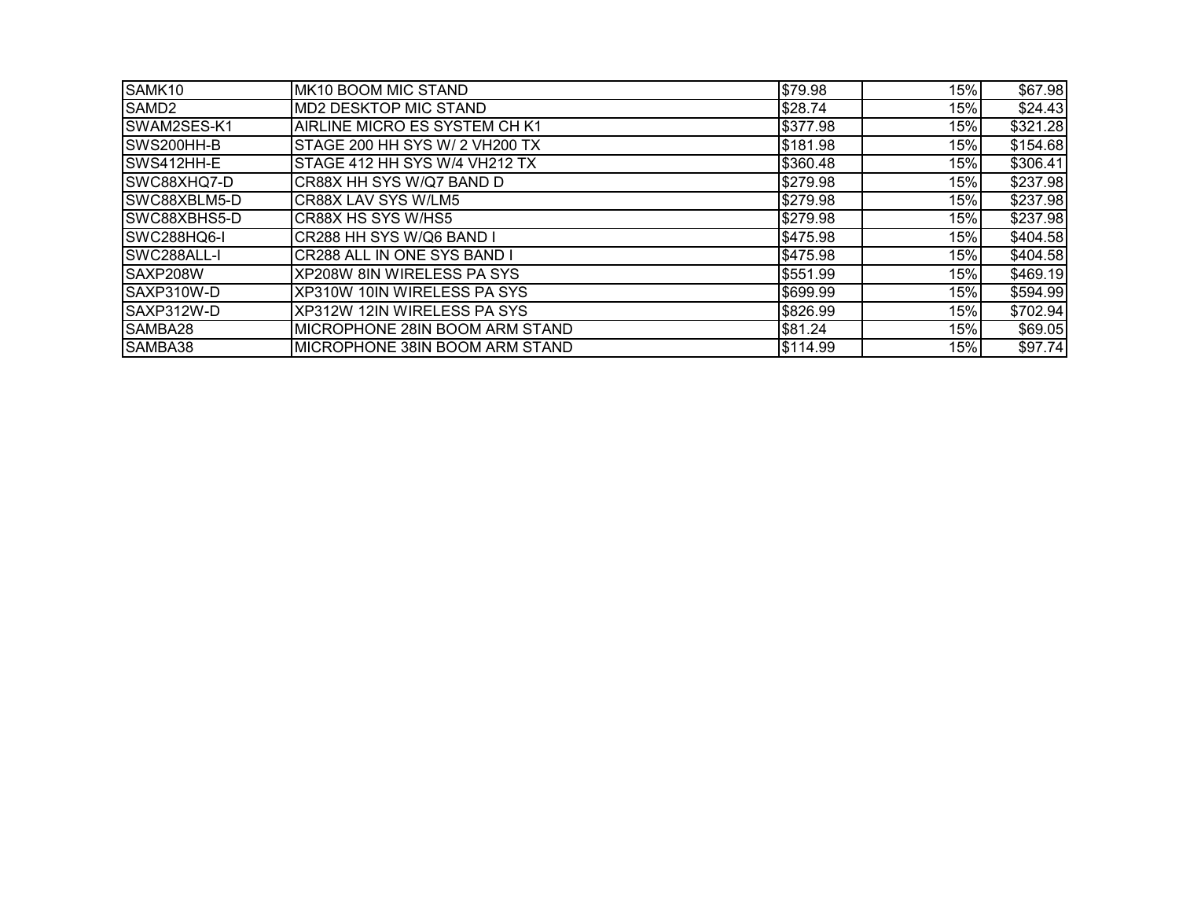| | | | | |
|---|---|---|---|---|
| SAMK10 | MK10 BOOM MIC STAND | $79.98 | 15% | $67.98 |
| SAMD2 | MD2 DESKTOP MIC STAND | $28.74 | 15% | $24.43 |
| SWAM2SES-K1 | AIRLINE MICRO ES SYSTEM CH K1 | $377.98 | 15% | $321.28 |
| SWS200HH-B | STAGE 200 HH SYS W/ 2 VH200 TX | $181.98 | 15% | $154.68 |
| SWS412HH-E | STAGE 412 HH SYS W/4 VH212 TX | $360.48 | 15% | $306.41 |
| SWC88XHQ7-D | CR88X HH SYS W/Q7 BAND D | $279.98 | 15% | $237.98 |
| SWC88XBLM5-D | CR88X LAV SYS W/LM5 | $279.98 | 15% | $237.98 |
| SWC88XBHS5-D | CR88X HS SYS W/HS5 | $279.98 | 15% | $237.98 |
| SWC288HQ6-I | CR288 HH SYS W/Q6 BAND I | $475.98 | 15% | $404.58 |
| SWC288ALL-I | CR288 ALL IN ONE SYS BAND I | $475.98 | 15% | $404.58 |
| SAXP208W | XP208W 8IN WIRELESS PA SYS | $551.99 | 15% | $469.19 |
| SAXP310W-D | XP310W 10IN WIRELESS PA SYS | $699.99 | 15% | $594.99 |
| SAXP312W-D | XP312W 12IN WIRELESS PA SYS | $826.99 | 15% | $702.94 |
| SAMBA28 | MICROPHONE 28IN BOOM ARM STAND | $81.24 | 15% | $69.05 |
| SAMBA38 | MICROPHONE 38IN BOOM ARM STAND | $114.99 | 15% | $97.74 |